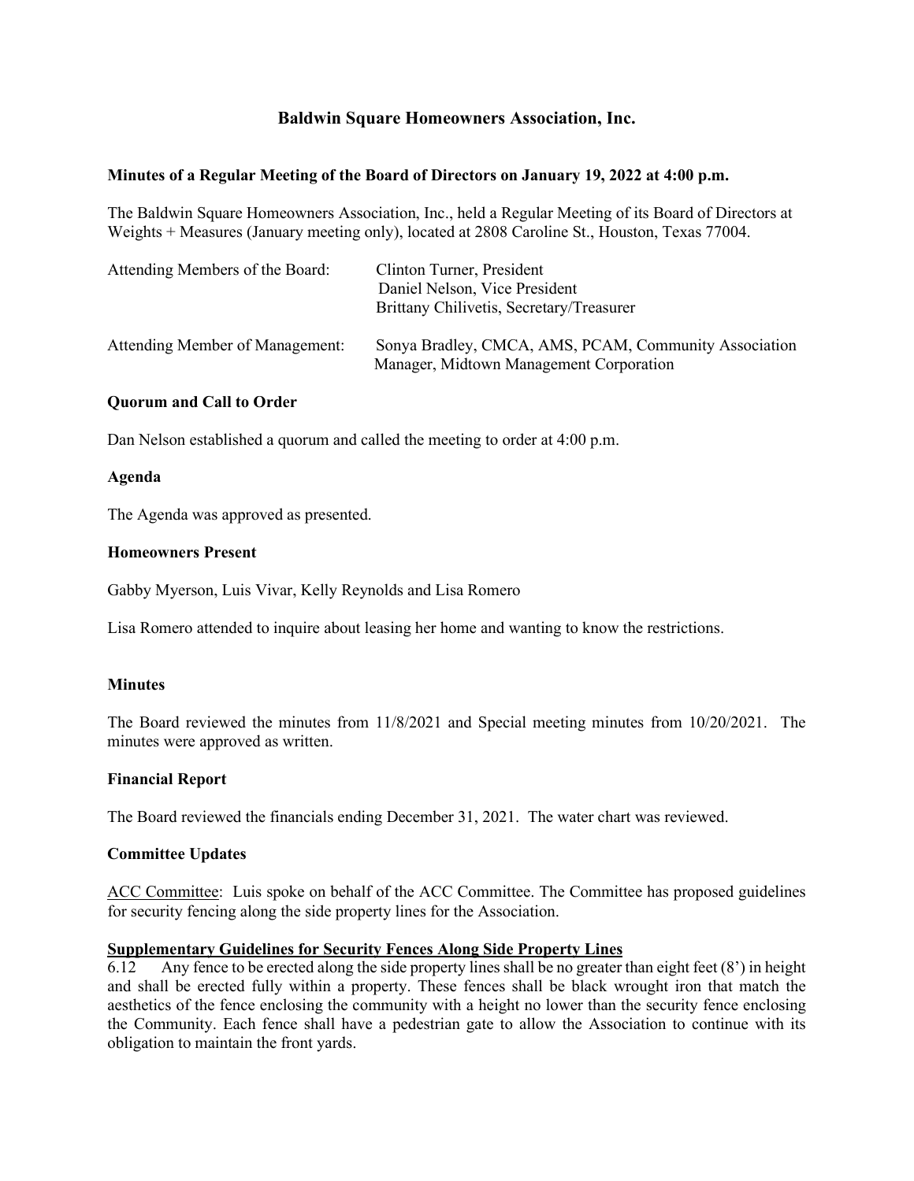# Baldwin Square Homeowners Association, Inc.

**Minutes of a Regular Meeting of the Board of Directors on January 19, 2022 at 4:00 p.m.**

The Baldwin Square Homeowners Association, Inc., held a Regular Meeting of its Board of Directors at Weights + Measures (January meeting only), located at 2808 Caroline St., Houston, Texas 77004.

| | |
|---|---|
| Attending Members of the Board: | Clinton Turner, President<br>Daniel Nelson, Vice President<br>Brittany Chilivetis, Secretary/Treasurer |
| Attending Member of Management: | Sonya Bradley, CMCA, AMS, PCAM, Community Association Manager, Midtown Management Corporation |

**Quorum and Call to Order**

Dan Nelson established a quorum and called the meeting to order at 4:00 p.m.

**Agenda**

The Agenda was approved as presented.

**Homeowners Present**

Gabby Myerson, Luis Vivar, Kelly Reynolds and Lisa Romero

Lisa Romero attended to inquire about leasing her home and wanting to know the restrictions.

**Minutes**

The Board reviewed the minutes from 11/8/2021 and Special meeting minutes from 10/20/2021. The minutes were approved as written.

**Financial Report**

The Board reviewed the financials ending December 31, 2021. The water chart was reviewed.

**Committee Updates**

ACC Committee: Luis spoke on behalf of the ACC Committee. The Committee has proposed guidelines for security fencing along the side property lines for the Association.

**Supplementary Guidelines for Security Fences Along Side Property Lines**

6.12 Any fence to be erected along the side property lines shall be no greater than eight feet (8') in height and shall be erected fully within a property. These fences shall be black wrought iron that match the aesthetics of the fence enclosing the community with a height no lower than the security fence enclosing the Community. Each fence shall have a pedestrian gate to allow the Association to continue with its obligation to maintain the front yards.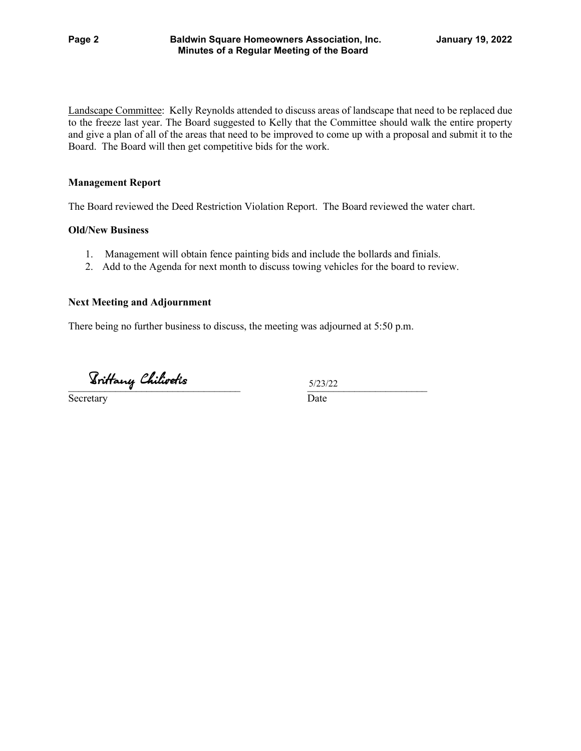<u>Landscape Committee</u>: Kelly Reynolds attended to discuss areas of landscape that need to be replaced due to the freeze last year. The Board suggested to Kelly that the Committee should walk the entire property and give a plan of all of the areas that need to be improved to come up with a proposal and submit it to the Board. The Board will then get competitive bids for the work.

**Management Report**

The Board reviewed the Deed Restriction Violation Report. The Board reviewed the water chart.

**Old/New Business**

1. Management will obtain fence painting bids and include the bollards and finials.
2. Add to the Agenda for next month to discuss towing vehicles for the board to review.

**Next Meeting and Adjournment**

There being no further business to discuss, the meeting was adjourned at 5:50 p.m.

Brittany Chilivetis
Secretary

5/23/22
Date